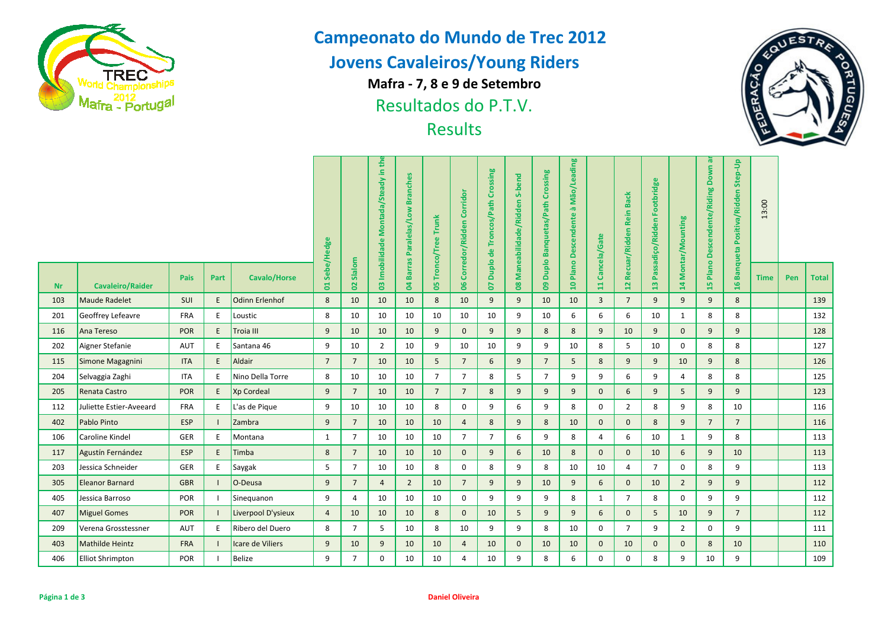# Campeonato do Mundo de Trec 2012

## Jovens Cavaleiros/Young Riders

**Mafra - 7, 8 e 9 de Setembro**

Resultados do P.T.V.

Results

| Nr | Cavaleiro/Raider | Pais | Part | Cavalo/Horse | 01 Sebe/Hedge | 02 Slalom | 03 Imobilidade Montada/Steady in the | 04 Barras Paralelas/Low Branches | 05 Tronco/Tree Trunk | 06 Corredor/Ridden Corridor | 07 Duplo de Troncos/Path Crossing | 08 Maneabilidade/Ridden S-bend | 09 Duplo Banquetas/Path Crossing | 10 Plano Descendente à Mão/Leading | 11 Cancela/Gate | 12 Recuar/Ridden Rein Back | 13 Passadiço/Ridden Footbridge | 14 Montar/Mounting | 15 Plano Descendente/Riding Down ar | 16 Banqueta Positiva/Ridden Step-Up | 13:00 Time | Pen | Total |
|---|---|---|---|---|---|---|---|---|---|---|---|---|---|---|---|---|---|---|---|---|---|---|---|
| 103 | Maude Radelet | SUI | E | Odinn Erlenhof | 8 | 10 | 10 | 10 | 8 | 10 | 9 | 9 | 10 | 10 | 3 | 7 | 9 | 9 | 9 | 8 | | | 139 |
| 201 | Geoffrey Lefeavre | FRA | E | Loustic | 8 | 10 | 10 | 10 | 10 | 10 | 10 | 9 | 10 | 6 | 6 | 6 | 10 | 1 | 8 | 8 | | | 132 |
| 116 | Ana Tereso | POR | E | Troia III | 9 | 10 | 10 | 10 | 9 | 0 | 9 | 9 | 8 | 8 | 9 | 10 | 9 | 0 | 9 | 9 | | | 128 |
| 202 | Aigner Stefanie | AUT | E | Santana 46 | 9 | 10 | 2 | 10 | 9 | 10 | 10 | 9 | 9 | 10 | 8 | 5 | 10 | 0 | 8 | 8 | | | 127 |
| 115 | Simone Magagnini | ITA | E | Aldair | 7 | 7 | 10 | 10 | 5 | 7 | 6 | 9 | 7 | 5 | 8 | 9 | 9 | 10 | 9 | 8 | | | 126 |
| 204 | Selvaggia Zaghi | ITA | E | Nino Della Torre | 8 | 10 | 10 | 10 | 7 | 7 | 8 | 5 | 7 | 9 | 9 | 6 | 9 | 4 | 8 | 8 | | | 125 |
| 205 | Renata Castro | POR | E | Xp Cordeal | 9 | 7 | 10 | 10 | 7 | 7 | 8 | 9 | 9 | 9 | 0 | 6 | 9 | 5 | 9 | 9 | | | 123 |
| 112 | Juliette Estier-Aveeard | FRA | E | L'as de Pique | 9 | 10 | 10 | 10 | 8 | 0 | 9 | 6 | 9 | 8 | 0 | 2 | 8 | 9 | 8 | 10 | | | 116 |
| 402 | Pablo Pinto | ESP | I | Zambra | 9 | 7 | 10 | 10 | 10 | 4 | 8 | 9 | 8 | 10 | 0 | 0 | 8 | 9 | 7 | 7 | | | 116 |
| 106 | Caroline Kindel | GER | E | Montana | 1 | 7 | 10 | 10 | 10 | 7 | 7 | 6 | 9 | 8 | 4 | 6 | 10 | 1 | 9 | 8 | | | 113 |
| 117 | Agustín Fernández | ESP | E | Timba | 8 | 7 | 10 | 10 | 10 | 0 | 9 | 6 | 10 | 8 | 0 | 0 | 10 | 6 | 9 | 10 | | | 113 |
| 203 | Jessica Schneider | GER | E | Saygak | 5 | 7 | 10 | 10 | 8 | 0 | 8 | 9 | 8 | 10 | 10 | 4 | 7 | 0 | 8 | 9 | | | 113 |
| 305 | Eleanor Barnard | GBR | I | O-Deusa | 9 | 7 | 4 | 2 | 10 | 7 | 9 | 9 | 10 | 9 | 6 | 0 | 10 | 2 | 9 | 9 | | | 112 |
| 405 | Jessica Barroso | POR | I | Sinequanon | 9 | 4 | 10 | 10 | 10 | 0 | 9 | 9 | 9 | 8 | 1 | 7 | 8 | 0 | 9 | 9 | | | 112 |
| 407 | Miguel Gomes | POR | I | Liverpool D'ysieux | 4 | 10 | 10 | 10 | 8 | 0 | 10 | 5 | 9 | 9 | 6 | 0 | 5 | 10 | 9 | 7 | | | 112 |
| 209 | Verena Grosstessner | AUT | E | Ribero del Duero | 8 | 7 | 5 | 10 | 8 | 10 | 9 | 9 | 8 | 10 | 0 | 7 | 9 | 2 | 0 | 9 | | | 111 |
| 403 | Mathilde Heintz | FRA | I | Icare de Viliers | 9 | 10 | 9 | 10 | 10 | 4 | 10 | 0 | 10 | 10 | 0 | 10 | 0 | 0 | 8 | 10 | | | 110 |
| 406 | Elliot Shrimpton | POR | I | Belize | 9 | 7 | 0 | 10 | 10 | 4 | 10 | 9 | 8 | 6 | 0 | 0 | 8 | 9 | 10 | 9 | | | 109 |

Daniel Oliveira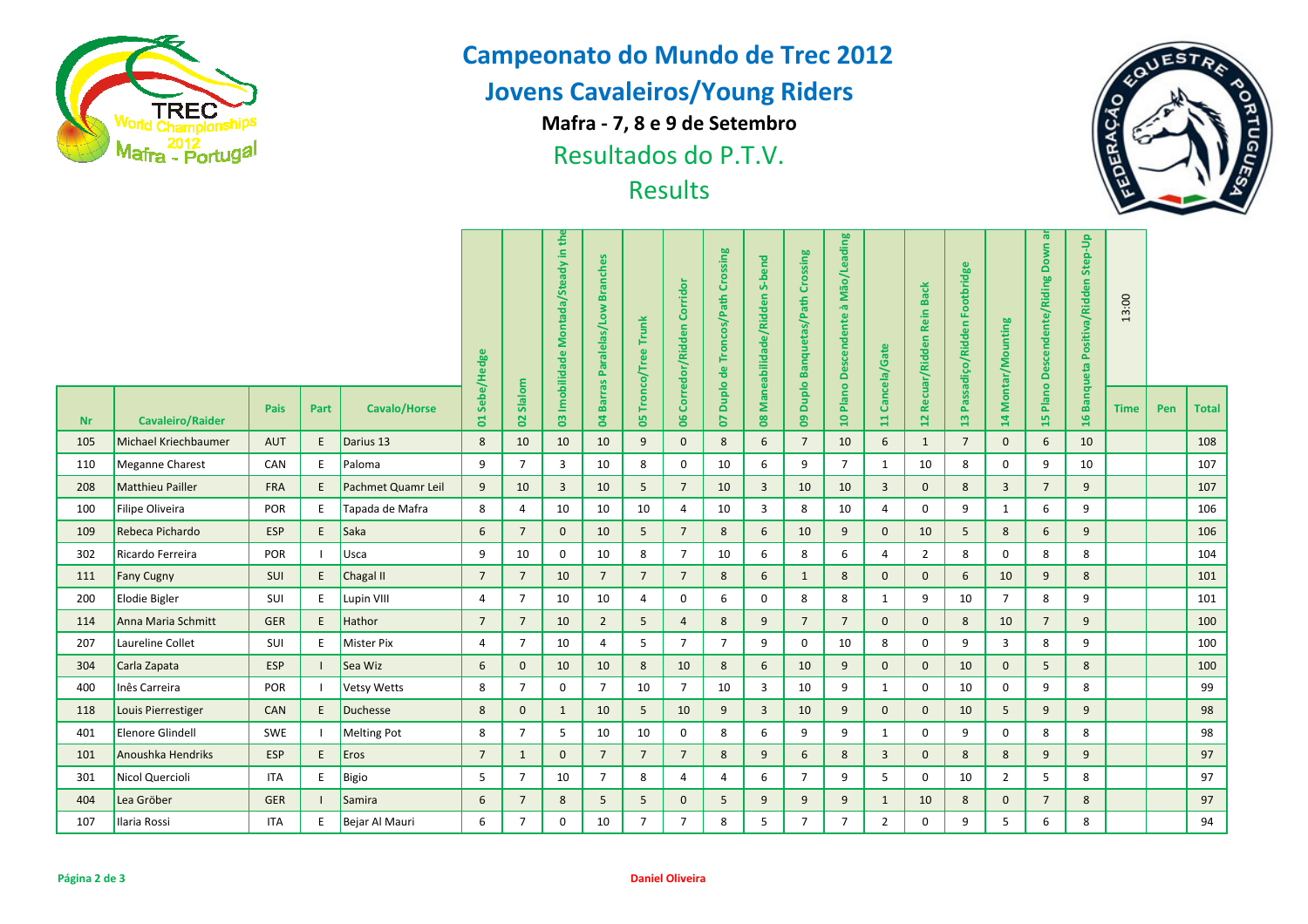# Campeonato do Mundo de Trec 2012

## Jovens Cavaleiros/Young Riders

### Mafra - 7, 8 e 9 de Setembro

Resultados do P.T.V.

Results

| Nr | Cavaleiro/Raider | Pais | Part | Cavalo/Horse | 01 Sebe/Hedge | 02 Slalom | 03 Imobilidade Montada/Steady in the | 04 Barras Paralelas/Low Branches | 05 Tronco/Tree Trunk | 06 Corredor/Ridden Corridor | 07 Duplo de Troncos/Path Crossing | 08 Maneabilidade/Ridden S-bend | 09 Duplo Banquetas/Path Crossing | 10 Plano Descendente à Mão/Leading | 11 Cancela/Gate | 12 Recuar/Ridden Rein Back | 13 Passadiço/Ridden Footbridge | 14 Montar/Mounting | 15 Plano Descendente/Riding Down an | 16 Banqueta Positiva/Ridden Step-Up | 13:00 Time | Pen | Total |
|---|---|---|---|---|---|---|---|---|---|---|---|---|---|---|---|---|---|---|---|---|---|---|---|
| 105 | Michael Kriechbaumer | AUT | E | Darius 13 | 8 | 10 | 10 | 10 | 9 | 0 | 8 | 6 | 7 | 10 | 6 | 1 | 7 | 0 | 6 | 10 | | | 108 |
| 110 | Meganne Charest | CAN | E | Paloma | 9 | 7 | 3 | 10 | 8 | 0 | 10 | 6 | 9 | 7 | 1 | 10 | 8 | 0 | 9 | 10 | | | 107 |
| 208 | Matthieu Pailler | FRA | E | Pachmet Quamr Leil | 9 | 10 | 3 | 10 | 5 | 7 | 10 | 3 | 10 | 10 | 3 | 0 | 8 | 3 | 7 | 9 | | | 107 |
| 100 | Filipe Oliveira | POR | E | Tapada de Mafra | 8 | 4 | 10 | 10 | 10 | 4 | 10 | 3 | 8 | 10 | 4 | 0 | 9 | 1 | 6 | 9 | | | 106 |
| 109 | Rebeca Pichardo | ESP | E | Saka | 6 | 7 | 0 | 10 | 5 | 7 | 8 | 6 | 10 | 9 | 0 | 10 | 5 | 8 | 6 | 9 | | | 106 |
| 302 | Ricardo Ferreira | POR | I | Usca | 9 | 10 | 0 | 10 | 8 | 7 | 10 | 6 | 8 | 6 | 4 | 2 | 8 | 0 | 8 | 8 | | | 104 |
| 111 | Fany Cugny | SUI | E | Chagal II | 7 | 7 | 10 | 7 | 7 | 7 | 8 | 6 | 1 | 8 | 0 | 0 | 6 | 10 | 9 | 8 | | | 101 |
| 200 | Elodie Bigler | SUI | E | Lupin VIII | 4 | 7 | 10 | 10 | 4 | 0 | 6 | 0 | 8 | 8 | 1 | 9 | 10 | 7 | 8 | 9 | | | 101 |
| 114 | Anna Maria Schmitt | GER | E | Hathor | 7 | 7 | 10 | 2 | 5 | 4 | 8 | 9 | 7 | 7 | 0 | 0 | 8 | 10 | 7 | 9 | | | 100 |
| 207 | Laureline Collet | SUI | E | Mister Pix | 4 | 7 | 10 | 4 | 5 | 7 | 7 | 9 | 0 | 10 | 8 | 0 | 9 | 3 | 8 | 9 | | | 100 |
| 304 | Carla Zapata | ESP | I | Sea Wiz | 6 | 0 | 10 | 10 | 8 | 10 | 8 | 6 | 10 | 9 | 0 | 0 | 10 | 0 | 5 | 8 | | | 100 |
| 400 | Inês Carreira | POR | I | Vetsy Wetts | 8 | 7 | 0 | 7 | 10 | 7 | 10 | 3 | 10 | 9 | 1 | 0 | 10 | 0 | 9 | 8 | | | 99 |
| 118 | Louis Pierrestiger | CAN | E | Duchesse | 8 | 0 | 1 | 10 | 5 | 10 | 9 | 3 | 10 | 9 | 0 | 0 | 10 | 5 | 9 | 9 | | | 98 |
| 401 | Elenore Glindell | SWE | I | Melting Pot | 8 | 7 | 5 | 10 | 10 | 0 | 8 | 6 | 9 | 9 | 1 | 0 | 9 | 0 | 8 | 8 | | | 98 |
| 101 | Anoushka Hendriks | ESP | E | Eros | 7 | 1 | 0 | 7 | 7 | 7 | 8 | 9 | 6 | 8 | 3 | 0 | 8 | 8 | 9 | 9 | | | 97 |
| 301 | Nicol Quercioli | ITA | E | Bigio | 5 | 7 | 10 | 7 | 8 | 4 | 4 | 6 | 7 | 9 | 5 | 0 | 10 | 2 | 5 | 8 | | | 97 |
| 404 | Lea Gröber | GER | I | Samira | 6 | 7 | 8 | 5 | 5 | 0 | 5 | 9 | 9 | 9 | 1 | 10 | 8 | 0 | 7 | 8 | | | 97 |
| 107 | Ilaria Rossi | ITA | E | Bejar Al Mauri | 6 | 7 | 0 | 10 | 7 | 7 | 8 | 5 | 7 | 7 | 2 | 0 | 9 | 5 | 6 | 8 | | | 94 |

Daniel Oliveira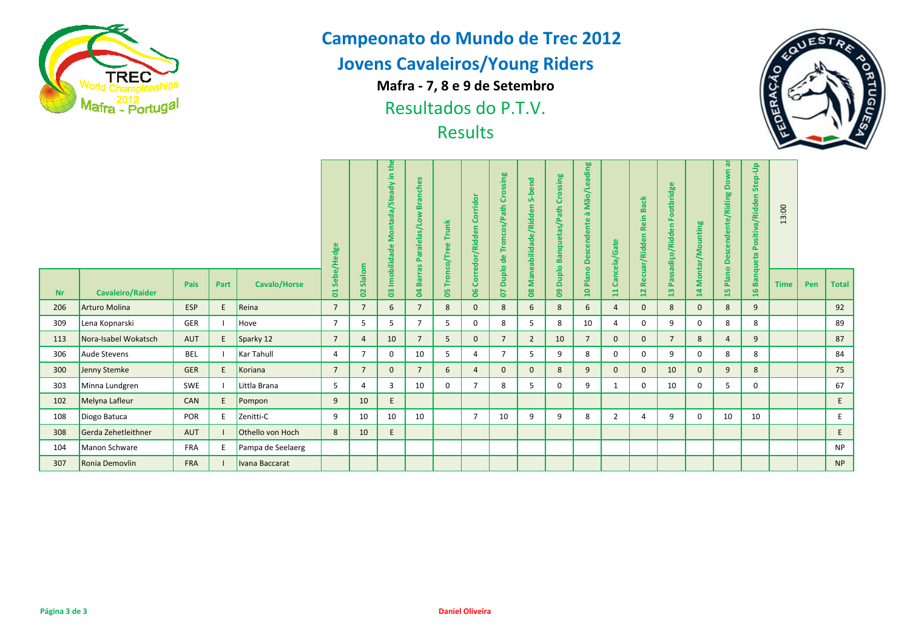# Campeonato do Mundo de Trec 2012

## Jovens Cavaleiros/Young Riders

**Mafra - 7, 8 e 9 de Setembro**

## Resultados do P.T.V.

## Results

| Nr | Cavaleiro/Raider | Pais | Part | Cavalo/Horse | 01 Sebe/Hedge | 02 Slalom | 03 Imobilidade Montada/Steady in the | 04 Barras Paralelas/Low Branches | 05 Tronco/Tree Trunk | 06 Corredor/Ridden Corridor | 07 Duplo de Troncos/Path Crossing | 08 Maneabilidade/Ridden S-bend | 09 Duplo Banquetas/Path Crossing | 10 Plano Descendente à Mão/Leading | 11 Cancela/Gate | 12 Recuar/Ridden Rein Back | 13 Passadiço/Ridden Footbridge | 14 Montar/Mounting | 15 Plano Descendente/Riding Down ar | 16 Banqueta Positiva/Ridden Step-Up | 13:00 Time | Pen | Total |
|---|---|---|---|---|---|---|---|---|---|---|---|---|---|---|---|---|---|---|---|---|---|---|---|
| 206 | Arturo Molina | ESP | E | Reina | 7 | 7 | 6 | 7 | 8 | 0 | 8 | 6 | 8 | 6 | 4 | 0 | 8 | 0 | 8 | 9 | | | 92 |
| 309 | Lena Kopnarski | GER | I | Hove | 7 | 5 | 5 | 7 | 5 | 0 | 8 | 5 | 8 | 10 | 4 | 0 | 9 | 0 | 8 | 8 | | | 89 |
| 113 | Nora-Isabel Wokatsch | AUT | E | Sparky 12 | 7 | 4 | 10 | 7 | 5 | 0 | 7 | 2 | 10 | 7 | 0 | 0 | 7 | 8 | 4 | 9 | | | 87 |
| 306 | Aude Stevens | BEL | I | Kar Tahull | 4 | 7 | 0 | 10 | 5 | 4 | 7 | 5 | 9 | 8 | 0 | 0 | 9 | 0 | 8 | 8 | | | 84 |
| 300 | Jenny Stemke | GER | E | Koriana | 7 | 7 | 0 | 7 | 6 | 4 | 0 | 0 | 8 | 9 | 0 | 0 | 10 | 0 | 9 | 8 | | | 75 |
| 303 | Minna Lundgren | SWE | I | Littla Brana | 5 | 4 | 3 | 10 | 0 | 7 | 8 | 5 | 0 | 9 | 1 | 0 | 10 | 0 | 5 | 0 | | | 67 |
| 102 | Melyna Lafleur | CAN | E | Pompon | 9 | 10 | E | | | | | | | | | | | | | | | | E |
| 108 | Diogo Batuca | POR | E | Zenitti-C | 9 | 10 | 10 | 10 | | 7 | 10 | 9 | 9 | 8 | 2 | 4 | 9 | 0 | 10 | 10 | | | E |
| 308 | Gerda Zehetleithner | AUT | I | Othello von Hoch | 8 | 10 | E | | | | | | | | | | | | | | | | E |
| 104 | Manon Schware | FRA | E | Pampa de Seelaerg | | | | | | | | | | | | | | | | | | | NP |
| 307 | Ronia Demovlin | FRA | I | Ivana Baccarat | | | | | | | | | | | | | | | | | | | NP |